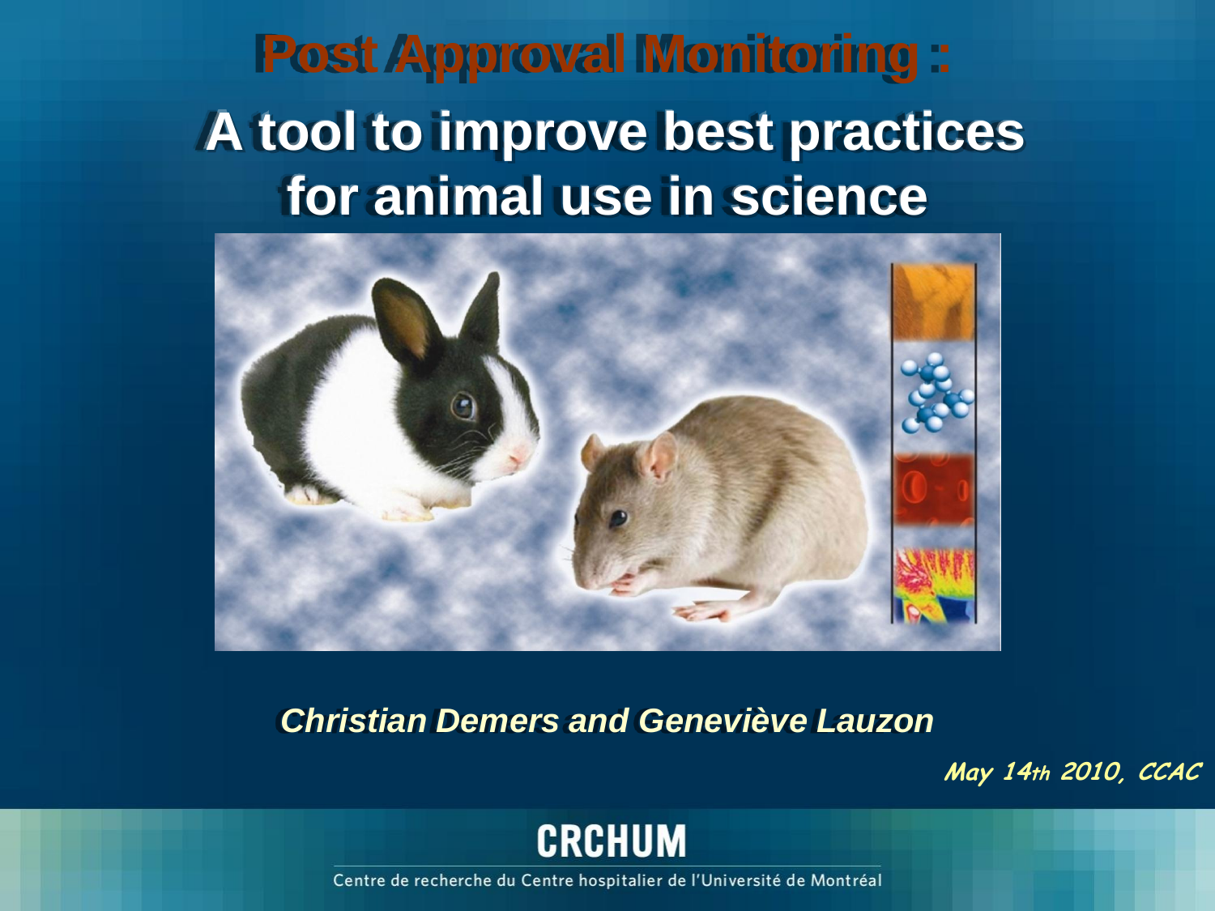# Post Approval Monitoring :

## A tool to improve best practices for animal use in science

*Christian Demers and Geneviève Lauzon*

*May 14th 2010, CCAC*

**CRCHUM**

Centre de recherche du Centre hospitalier de l'Université de Montréal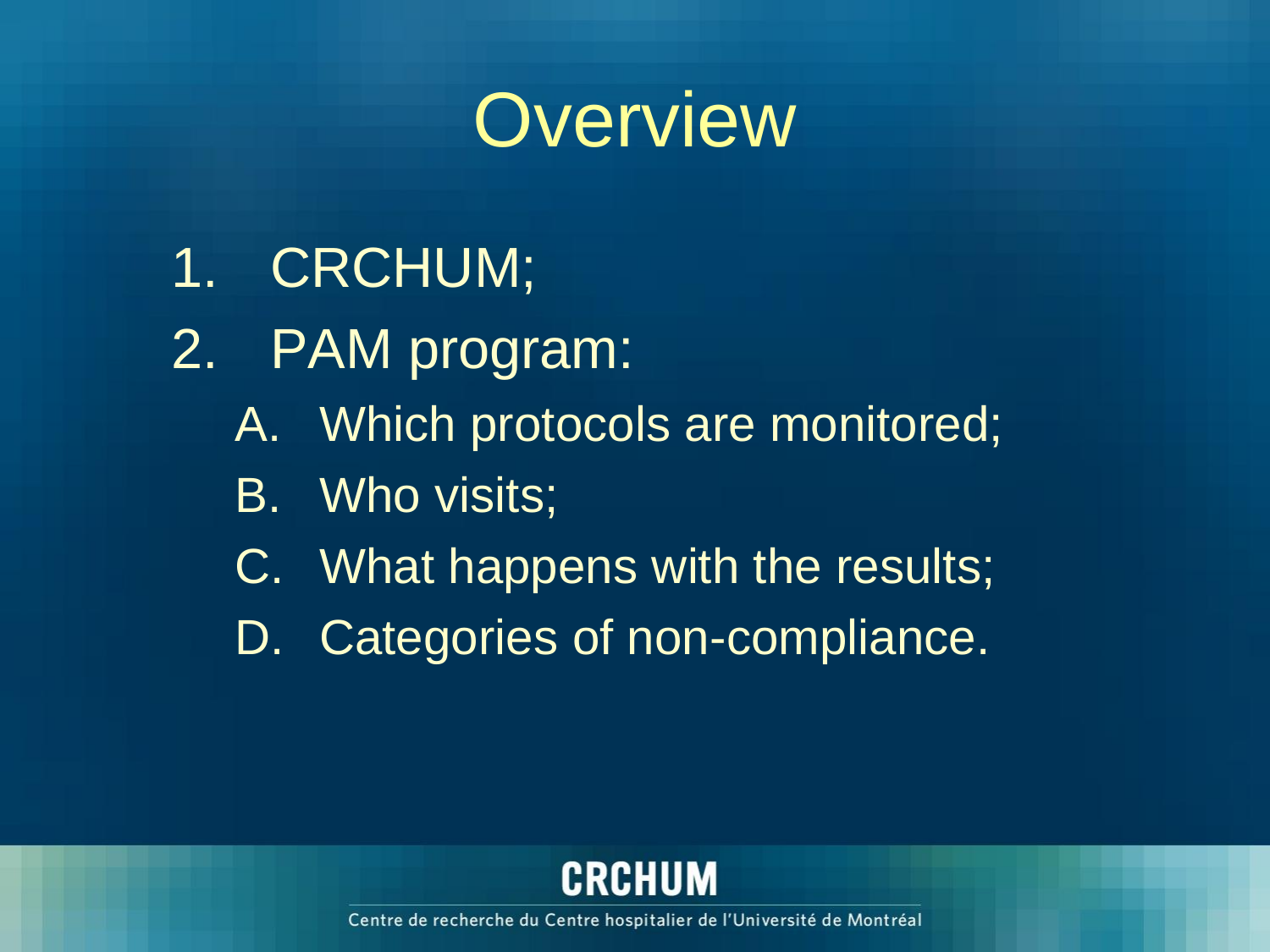# Overview

1. CRCHUM;
2. PAM program:
   A. Which protocols are monitored;
   B. Who visits;
   C. What happens with the results;
   D. Categories of non-compliance.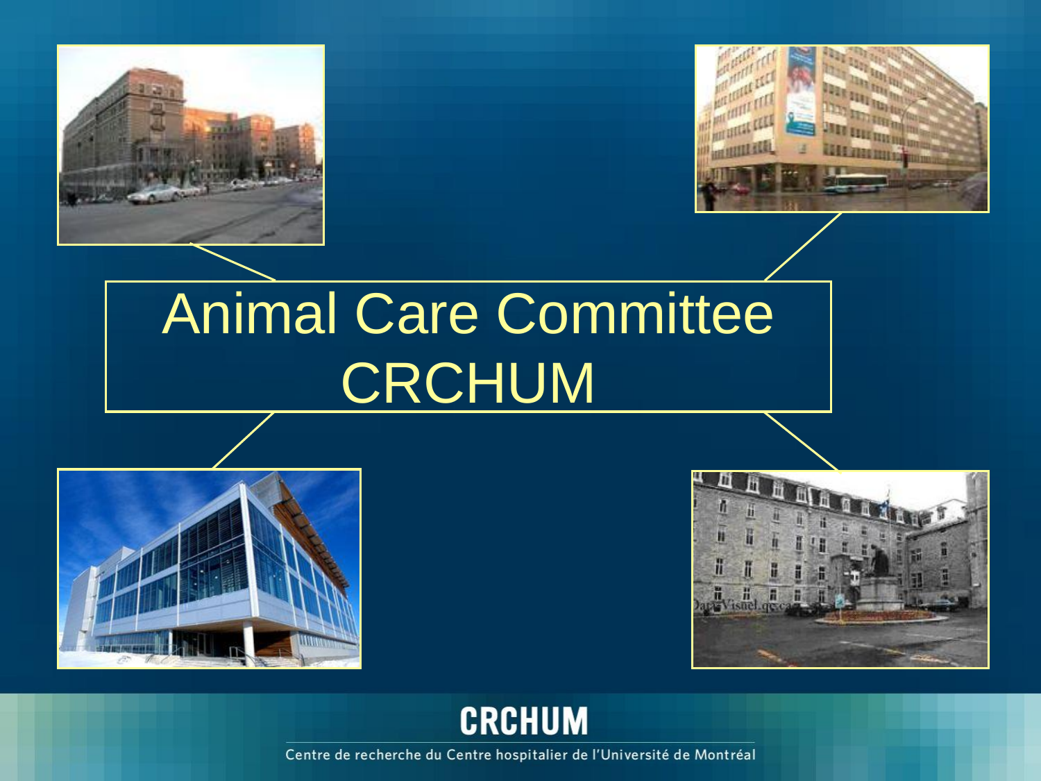# Animal Care Committee CRCHUM

**CRCHUM**

Centre de recherche du Centre hospitalier de l'Université de Montréal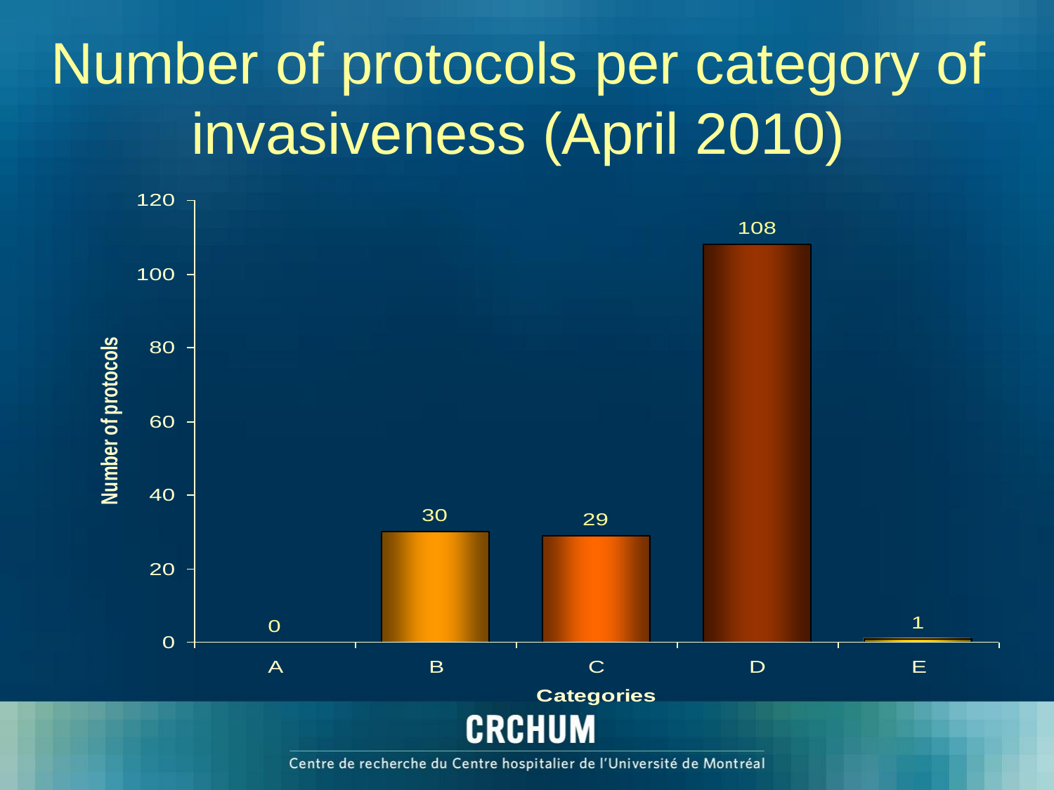# Number of protocols per category of invasiveness (April 2010)

| Categories | Number of protocols |
| --- | --- |
| A | 0 |
| B | 30 |
| C | 29 |
| D | 108 |
| E | 1 |

**CRCHUM**

Centre de recherche du Centre hospitalier de l'Université de Montréal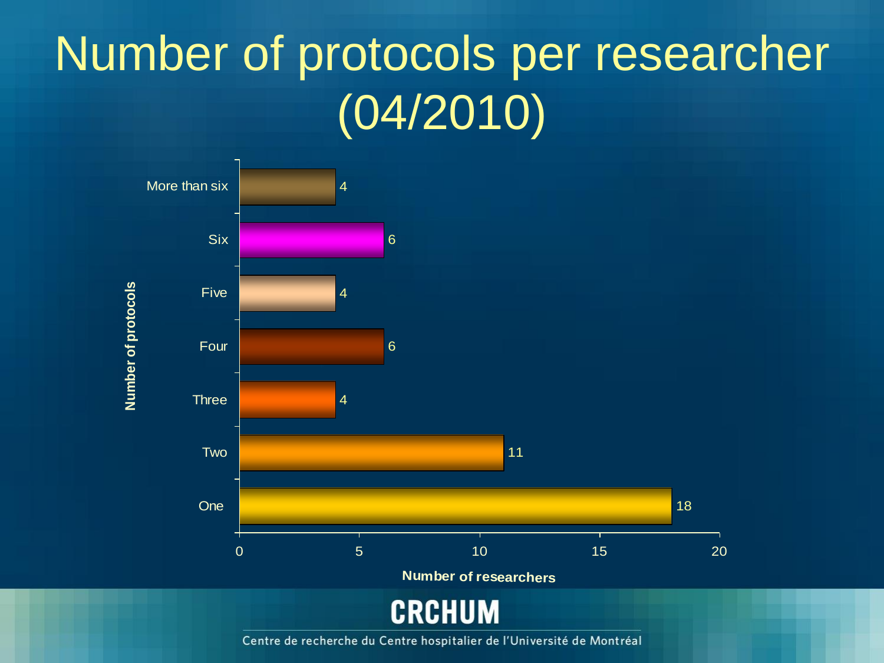# Number of protocols per researcher (04/2010)

| Number of protocols | Number of researchers |
|---|---|
| More than six | 4 |
| Six | 6 |
| Five | 4 |
| Four | 6 |
| Three | 4 |
| Two | 11 |
| One | 18 |

CRCHUM

Centre de recherche du Centre hospitalier de l'Université de Montréal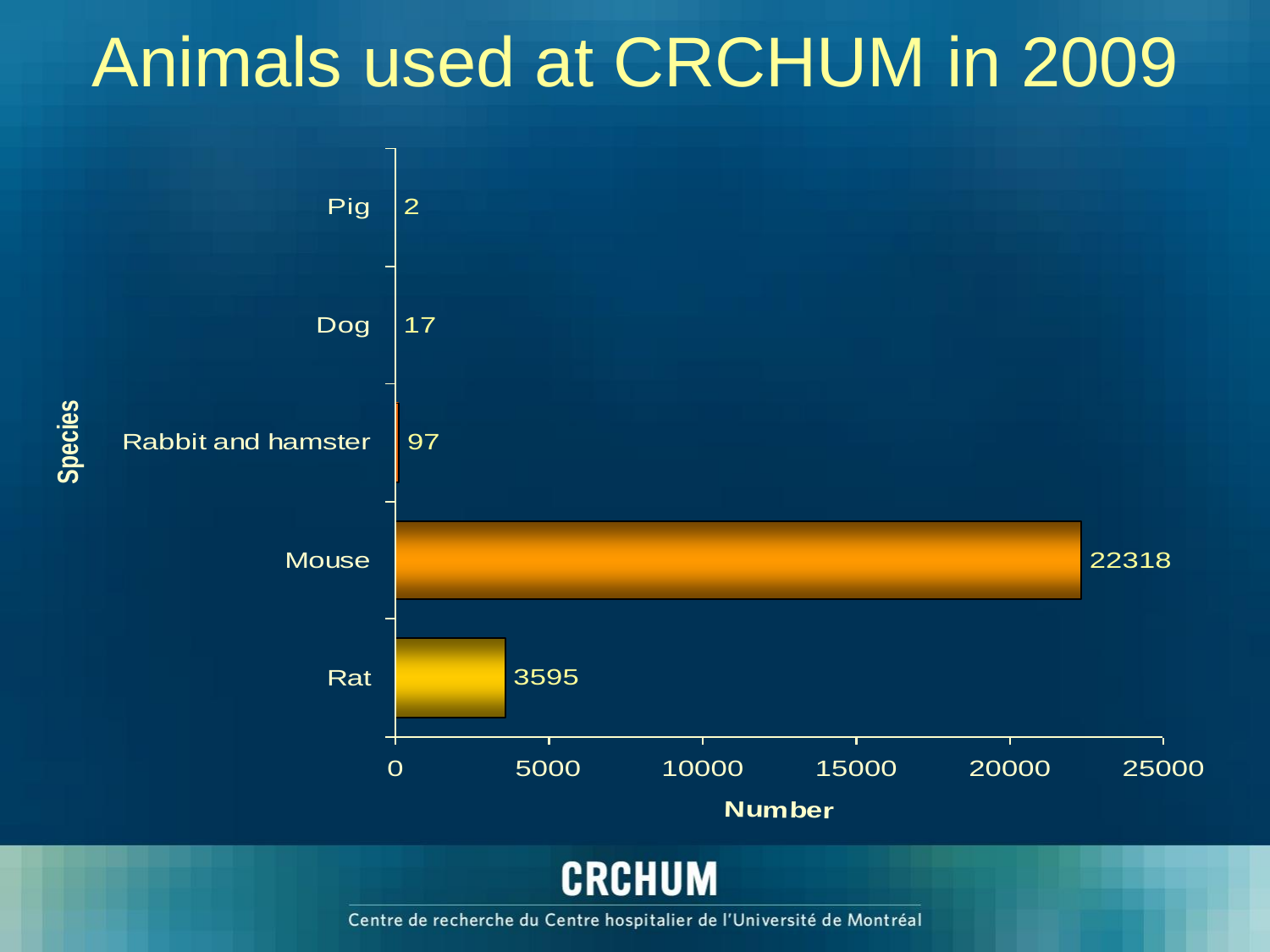# Animals used at CRCHUM in 2009

| Species | Number |
|---|---|
| Pig | 2 |
| Dog | 17 |
| Rabbit and hamster | 97 |
| Mouse | 22318 |
| Rat | 3595 |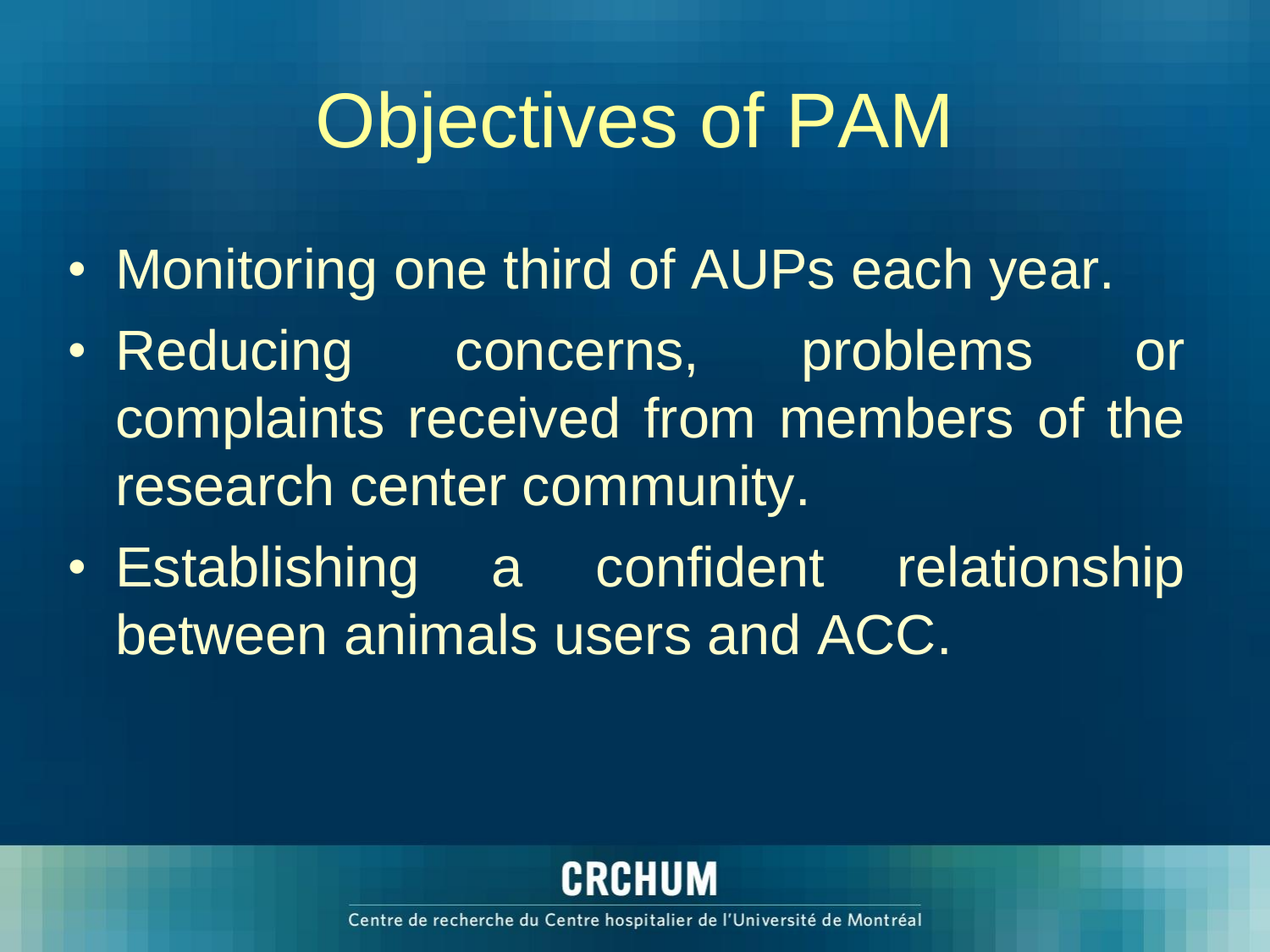# Objectives of PAM

- Monitoring one third of AUPs each year.
- Reducing concerns, problems or complaints received from members of the research center community.
- Establishing a confident relationship between animals users and ACC.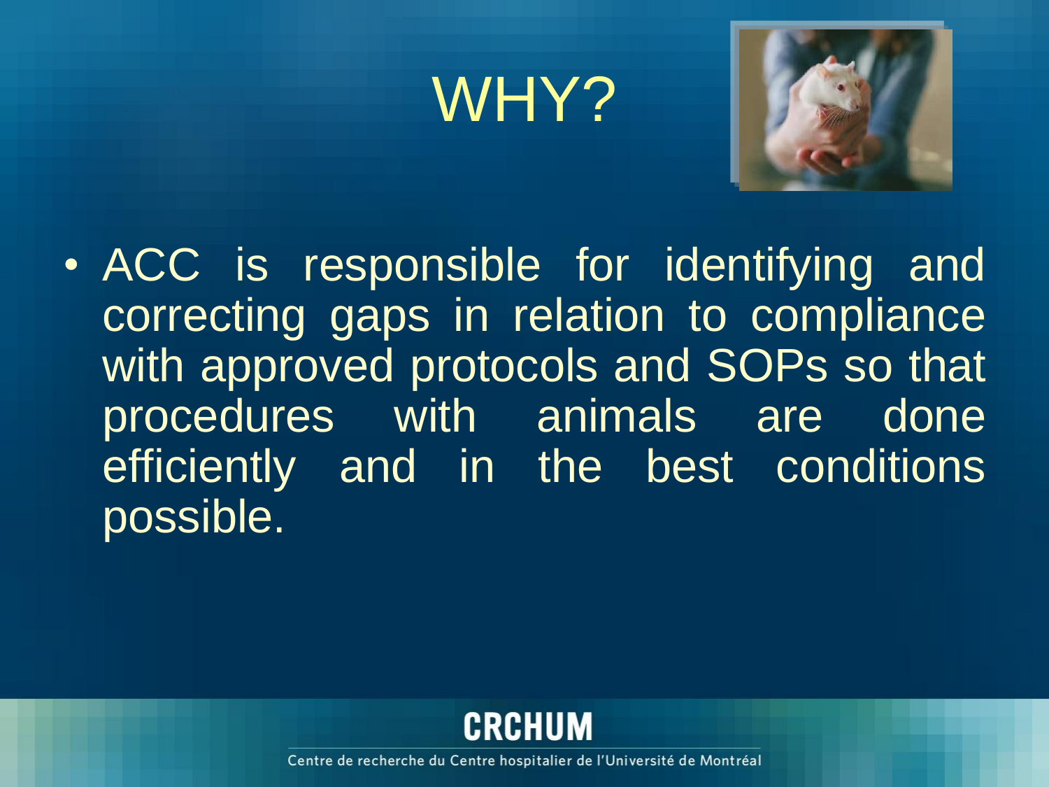# WHY?

- ACC is responsible for identifying and correcting gaps in relation to compliance with approved protocols and SOPs so that procedures with animals are done efficiently and in the best conditions possible.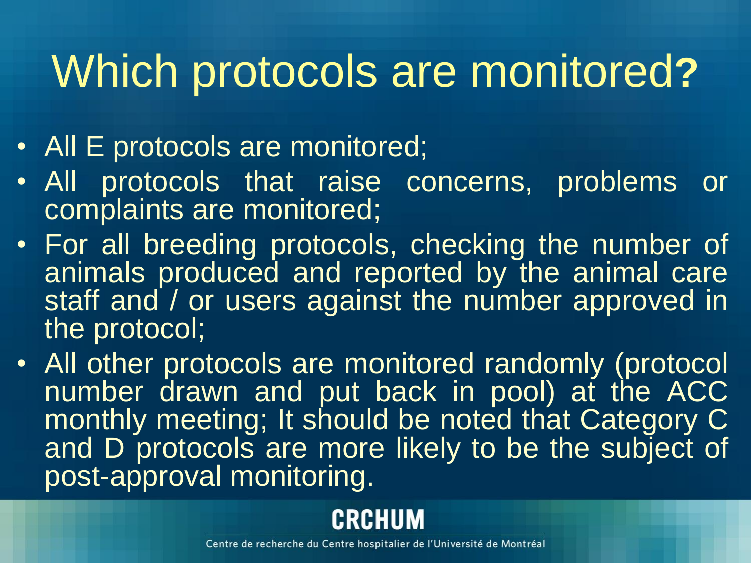# Which protocols are monitored?

- All E protocols are monitored;
- All protocols that raise concerns, problems or complaints are monitored;
- For all breeding protocols, checking the number of animals produced and reported by the animal care staff and / or users against the number approved in the protocol;
- All other protocols are monitored randomly (protocol number drawn and put back in pool) at the ACC monthly meeting; It should be noted that Category C and D protocols are more likely to be the subject of post-approval monitoring.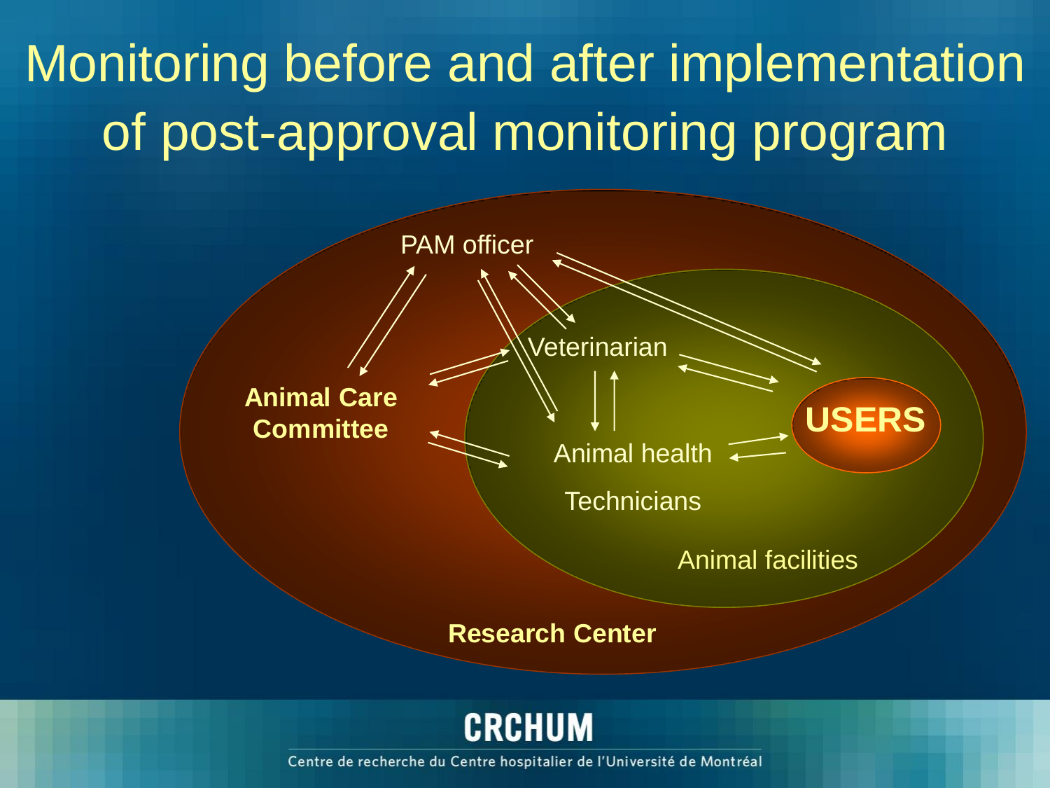# Monitoring before and after implementation of post-approval monitoring program

PAM officer

Animal Care Committee

Veterinarian

Animal health

Technicians

USERS

Animal facilities

Research Center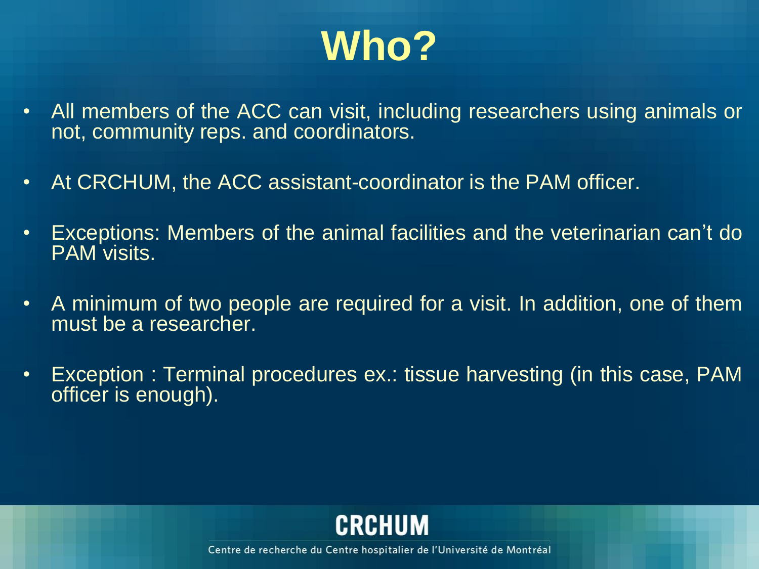# Who?

- All members of the ACC can visit, including researchers using animals or not, community reps. and coordinators.
- At CRCHUM, the ACC assistant-coordinator is the PAM officer.
- Exceptions: Members of the animal facilities and the veterinarian can't do PAM visits.
- A minimum of two people are required for a visit. In addition, one of them must be a researcher.
- Exception : Terminal procedures ex.: tissue harvesting (in this case, PAM officer is enough).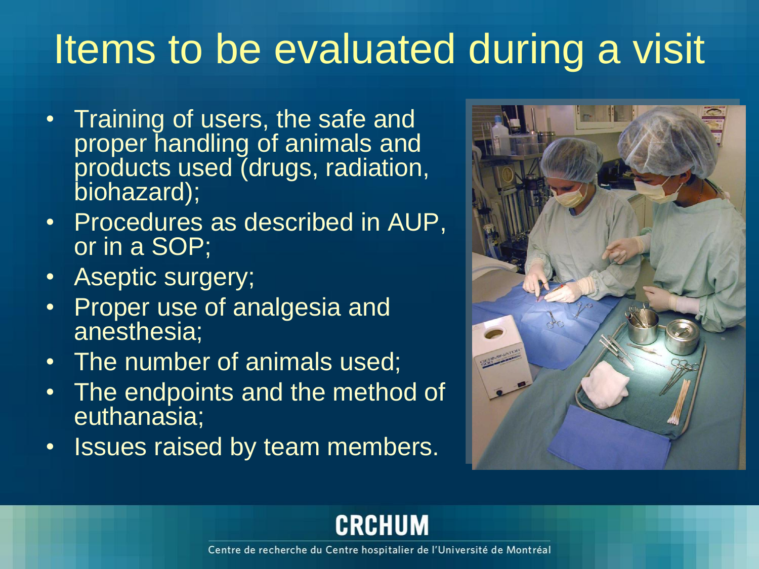# Items to be evaluated during a visit

- Training of users, the safe and proper handling of animals and products used (drugs, radiation, biohazard);
- Procedures as described in AUP, or in a SOP;
- Aseptic surgery;
- Proper use of analgesia and anesthesia;
- The number of animals used;
- The endpoints and the method of euthanasia;
- Issues raised by team members.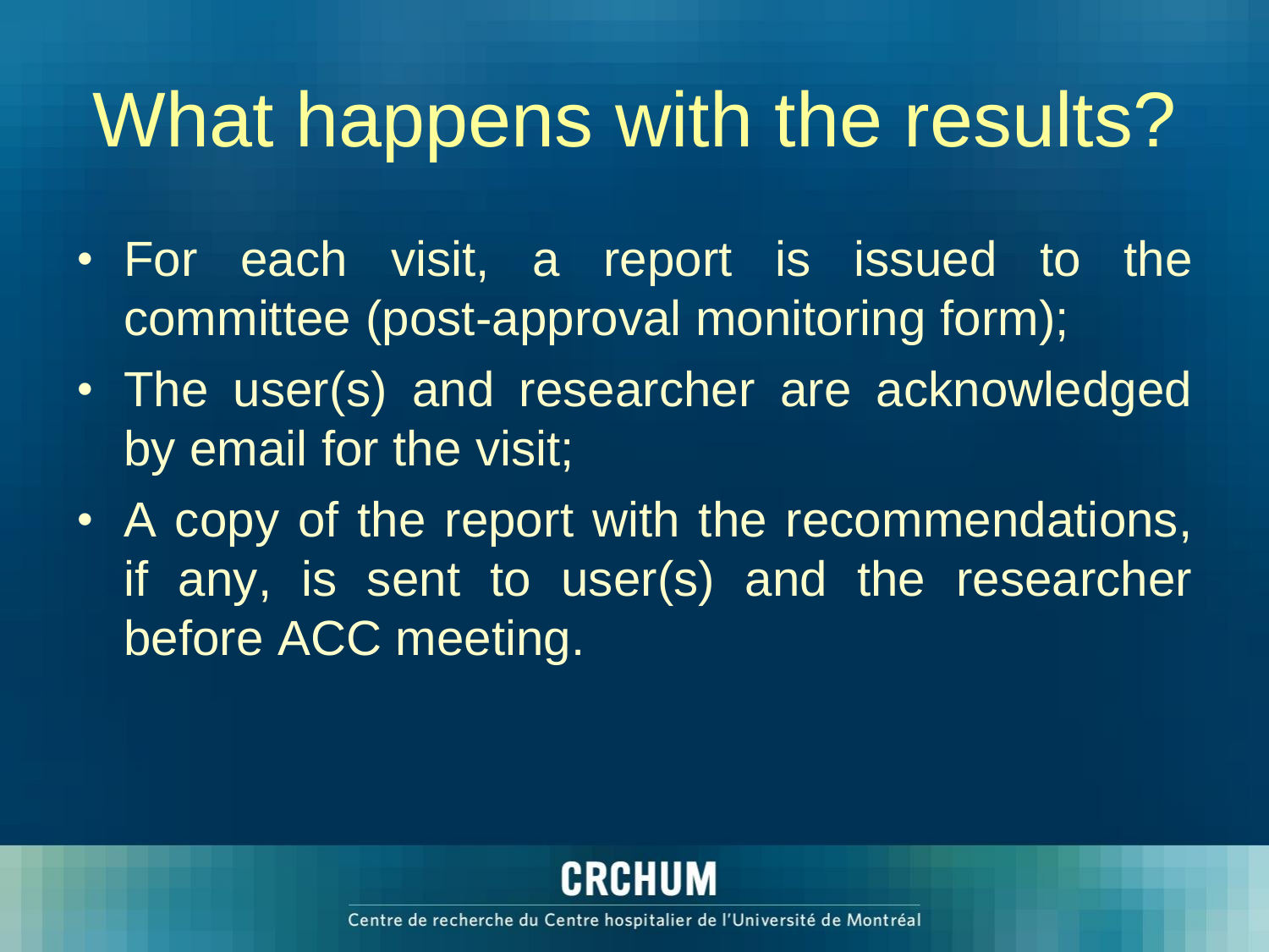# What happens with the results?

- For each visit, a report is issued to the committee (post-approval monitoring form);
- The user(s) and researcher are acknowledged by email for the visit;
- A copy of the report with the recommendations, if any, is sent to user(s) and the researcher before ACC meeting.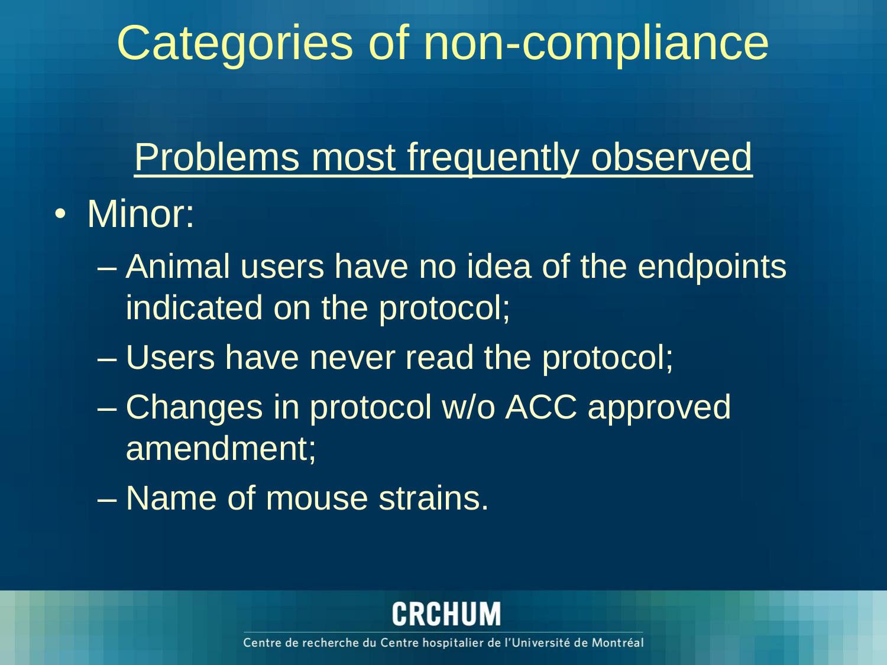# Categories of non-compliance

Problems most frequently observed

- Minor:
  - Animal users have no idea of the endpoints indicated on the protocol;
  - Users have never read the protocol;
  - Changes in protocol w/o ACC approved amendment;
  - Name of mouse strains.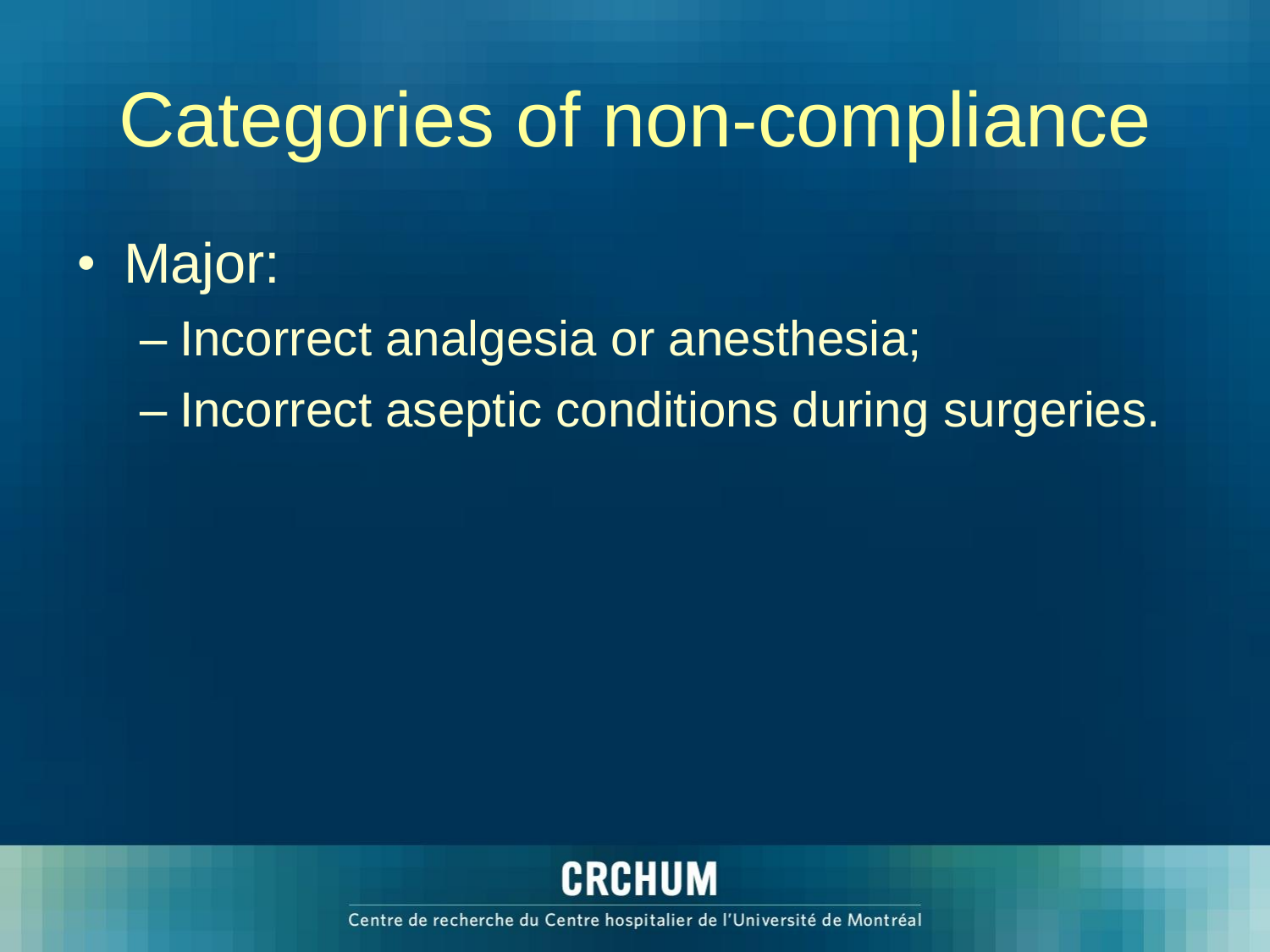# Categories of non-compliance

- Major:
  - Incorrect analgesia or anesthesia;
  - Incorrect aseptic conditions during surgeries.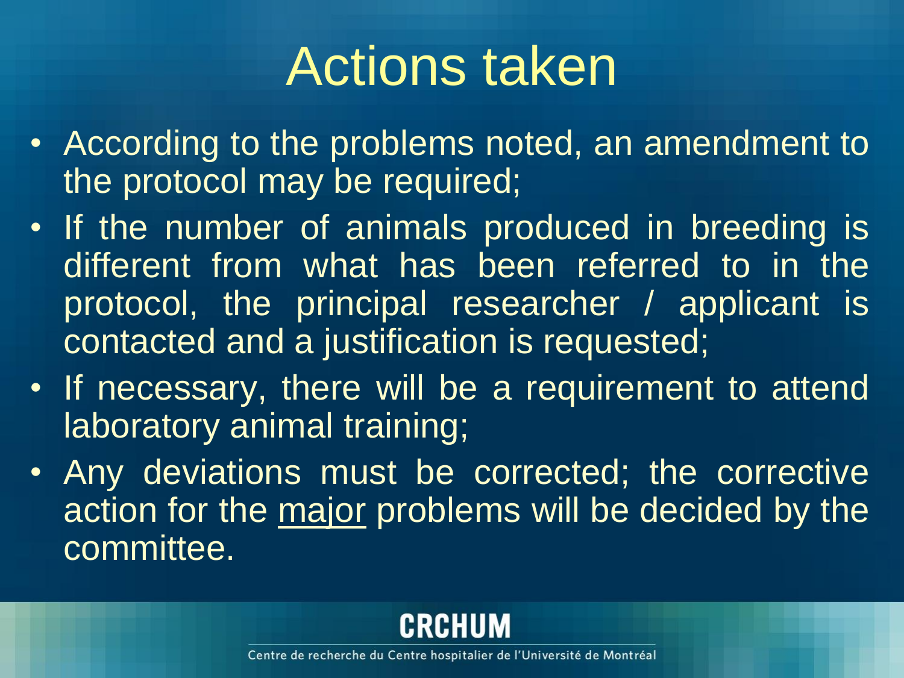# Actions taken

- According to the problems noted, an amendment to the protocol may be required;
- If the number of animals produced in breeding is different from what has been referred to in the protocol, the principal researcher / applicant is contacted and a justification is requested;
- If necessary, there will be a requirement to attend laboratory animal training;
- Any deviations must be corrected; the corrective action for the <u>major</u> problems will be decided by the committee.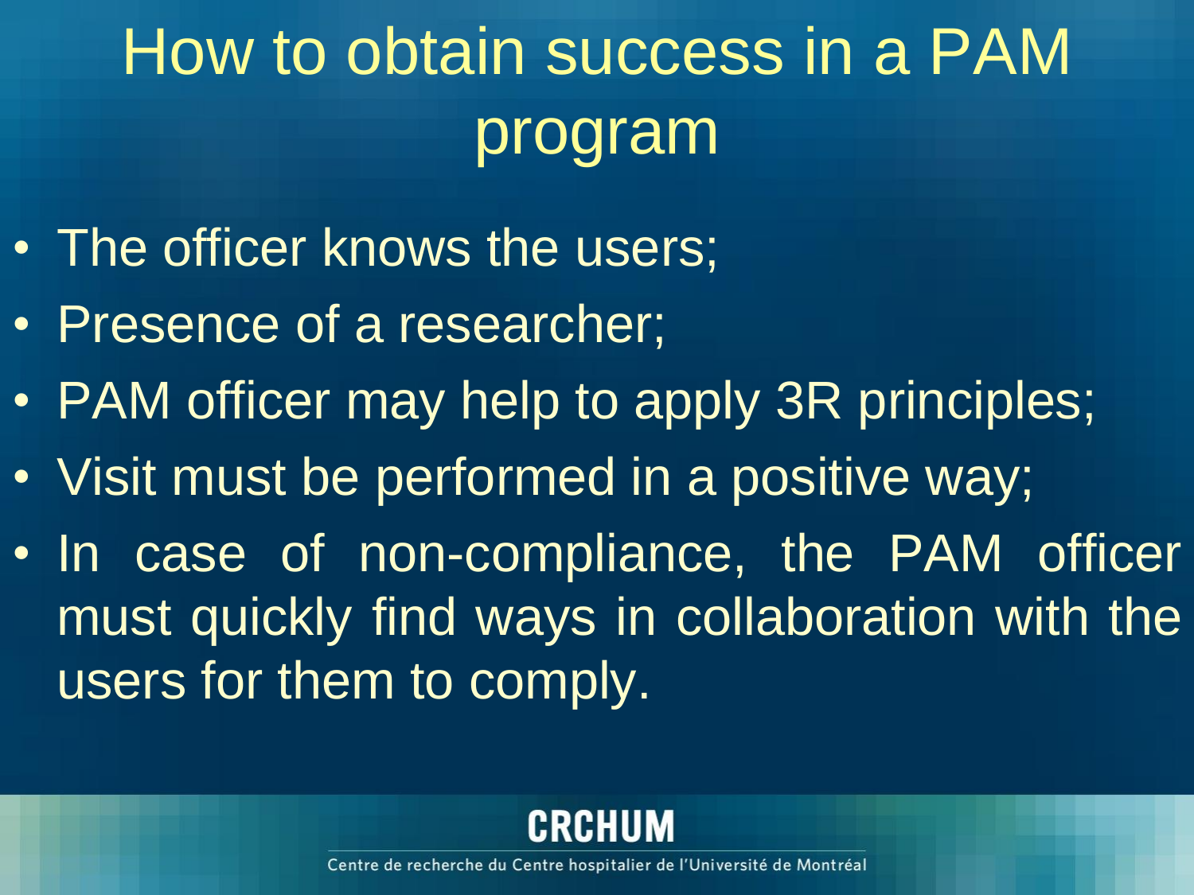# How to obtain success in a PAM program

- The officer knows the users;
- Presence of a researcher;
- PAM officer may help to apply 3R principles;
- Visit must be performed in a positive way;
- In case of non-compliance, the PAM officer must quickly find ways in collaboration with the users for them to comply.

CRCHUM

Centre de recherche du Centre hospitalier de l'Université de Montréal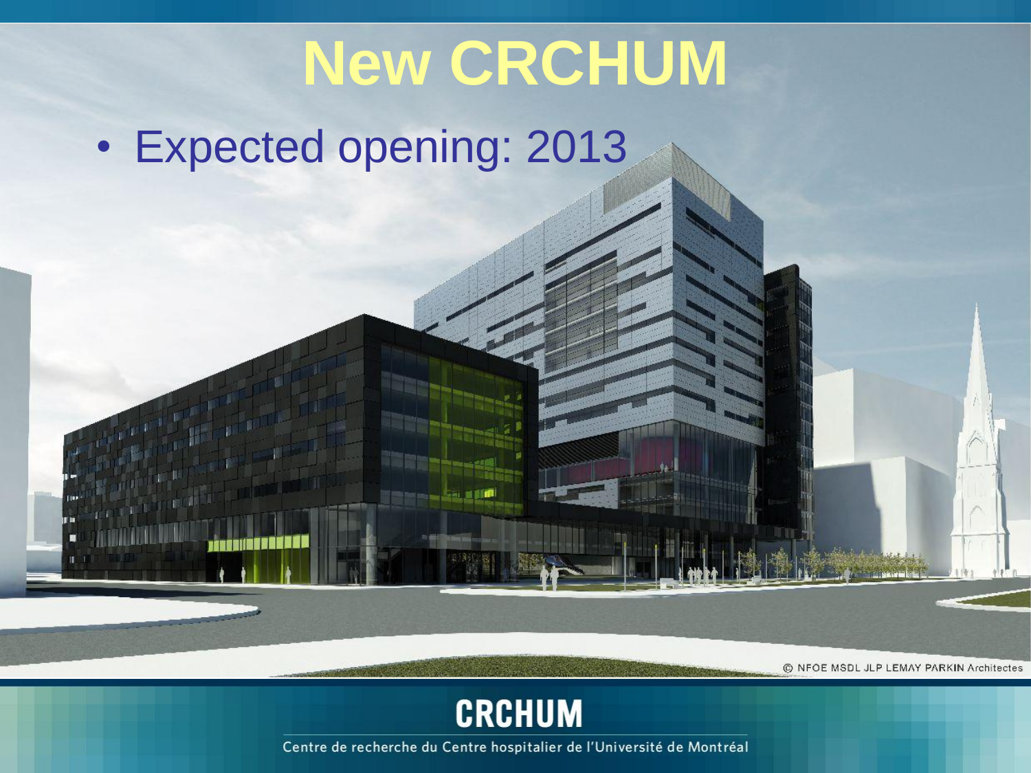# New CRCHUM

- Expected opening: 2013

© NFOE MSDL JLP LEMAY PARKIN Architectes

CRCHUM

Centre de recherche du Centre hospitalier de l'Université de Montréal